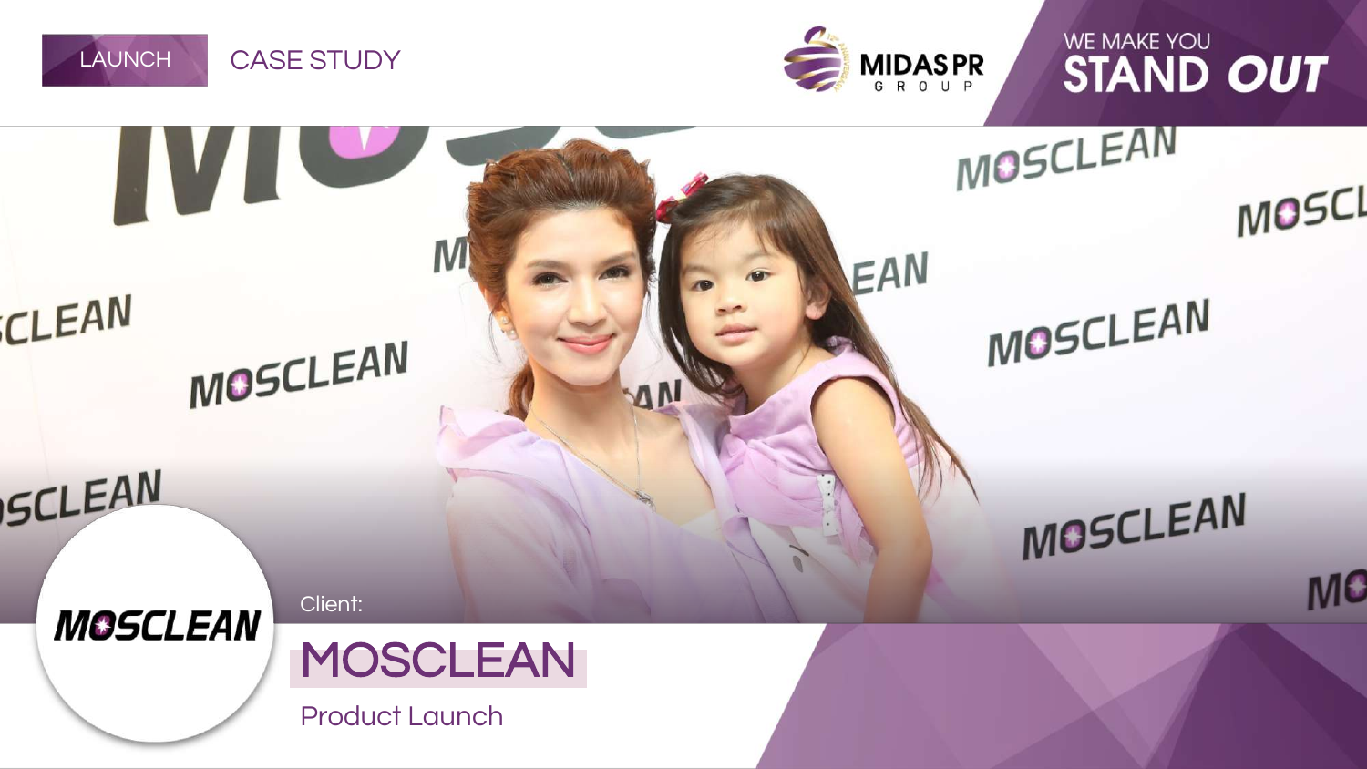LAUNCH CASE STUDY

MIDAS PR GROUP

WE MAKE YOU **STAND OUT**

Client:

# MOSCLEAN

Product Launch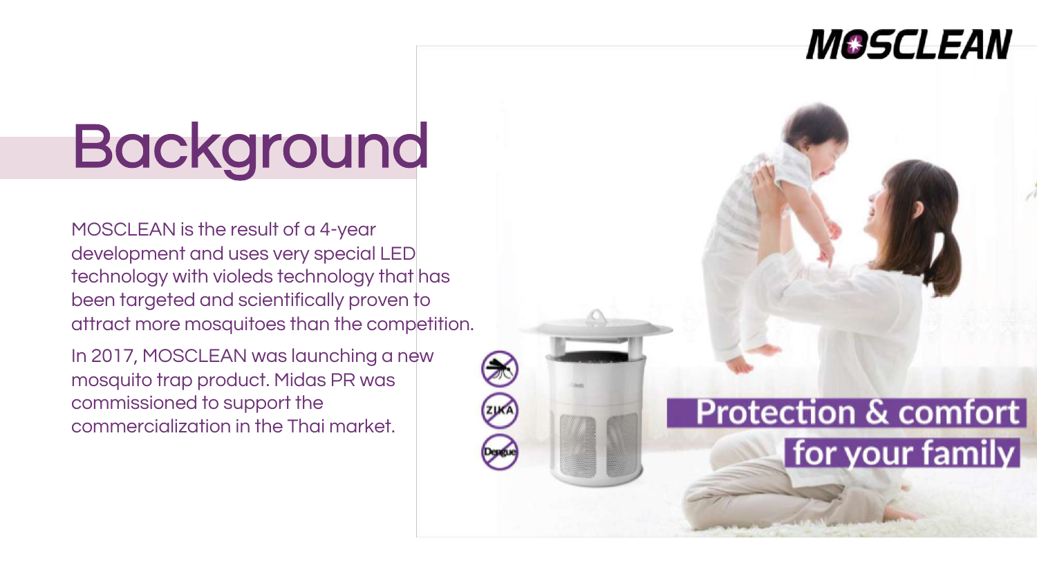# Background

MOSCLEAN is the result of a 4-year development and uses very special LED technology with violeds technology that has been targeted and scientifically proven to attract more mosquitoes than the competition.

In 2017, MOSCLEAN was launching a new mosquito trap product. Midas PR was commissioned to support the commercialization in the Thai market.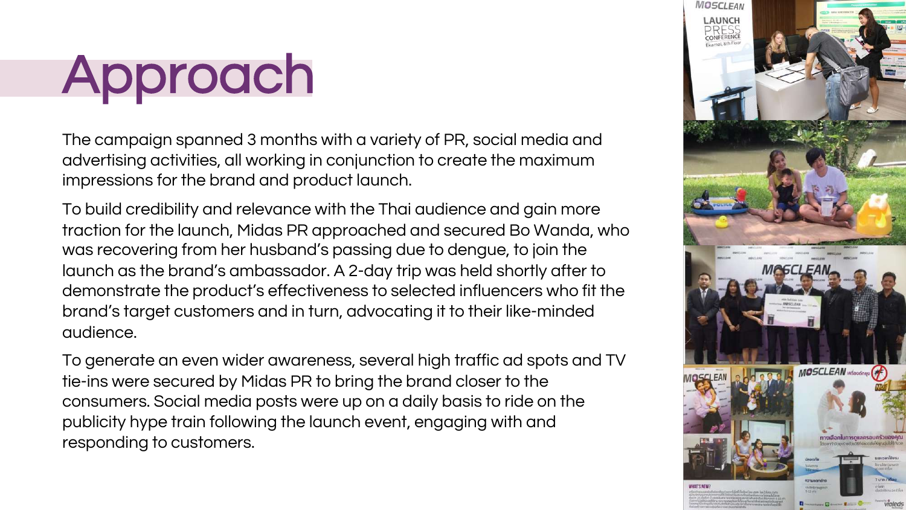# Approach

The campaign spanned 3 months with a variety of PR, social media and advertising activities, all working in conjunction to create the maximum impressions for the brand and product launch.

To build credibility and relevance with the Thai audience and gain more traction for the launch, Midas PR approached and secured Bo Wanda, who was recovering from her husband's passing due to dengue, to join the launch as the brand's ambassador. A 2-day trip was held shortly after to demonstrate the product's effectiveness to selected influencers who fit the brand's target customers and in turn, advocating it to their like-minded audience.

To generate an even wider awareness, several high traffic ad spots and TV tie-ins were secured by Midas PR to bring the brand closer to the consumers. Social media posts were up on a daily basis to ride on the publicity hype train following the launch event, engaging with and responding to customers.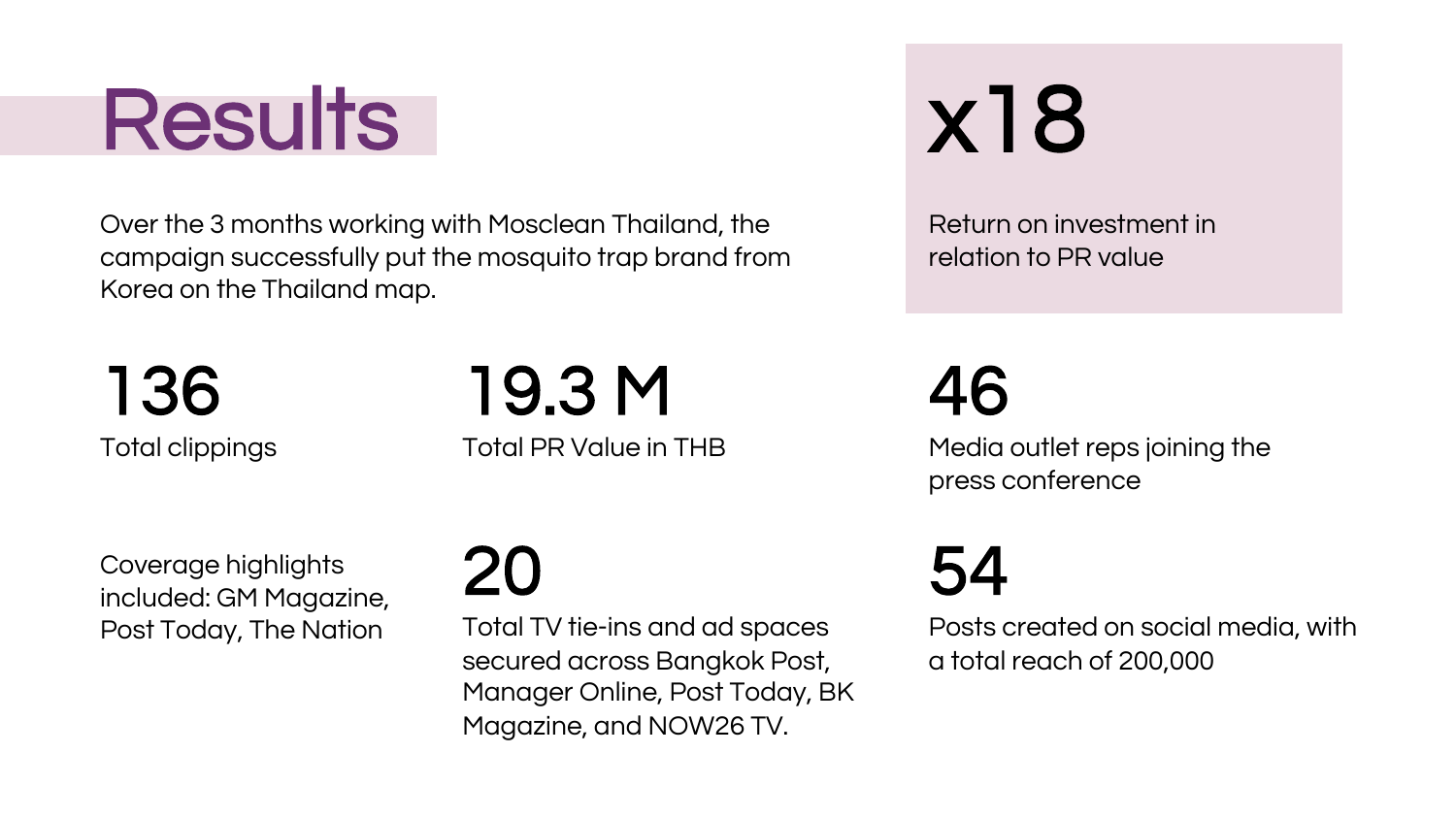# Results

Over the 3 months working with Mosclean Thailand, the campaign successfully put the mosquito trap brand from Korea on the Thailand map.

**x18**

Return on investment in relation to PR value

**136**

Total clippings

**19.3 M**

Total PR Value in THB

**46**

Media outlet reps joining the press conference

Coverage highlights included: GM Magazine, Post Today, The Nation

**20**

Total TV tie-ins and ad spaces secured across Bangkok Post, Manager Online, Post Today, BK Magazine, and NOW26 TV.

**54**

Posts created on social media, with a total reach of 200,000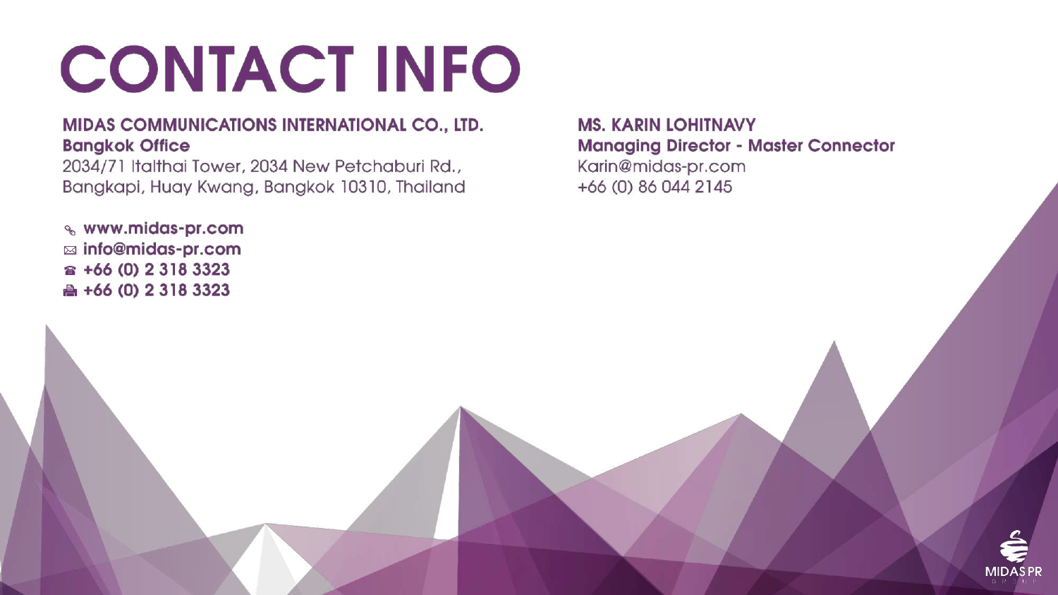# CONTACT INFO

**MIDAS COMMUNICATIONS INTERNATIONAL CO., LTD.**
**Bangkok Office**
2034/71 Italthai Tower, 2034 New Petchaburi Rd.,
Bangkapi, Huay Kwang, Bangkok 10310, Thailand

**www.midas-pr.com**
**info@midas-pr.com**
**+66 (0) 2 318 3323**
**+66 (0) 2 318 3323**

**MS. KARIN LOHITNAVY**
**Managing Director - Master Connector**
Karin@midas-pr.com
+66 (0) 86 044 2145

MIDAS PR
GROUP